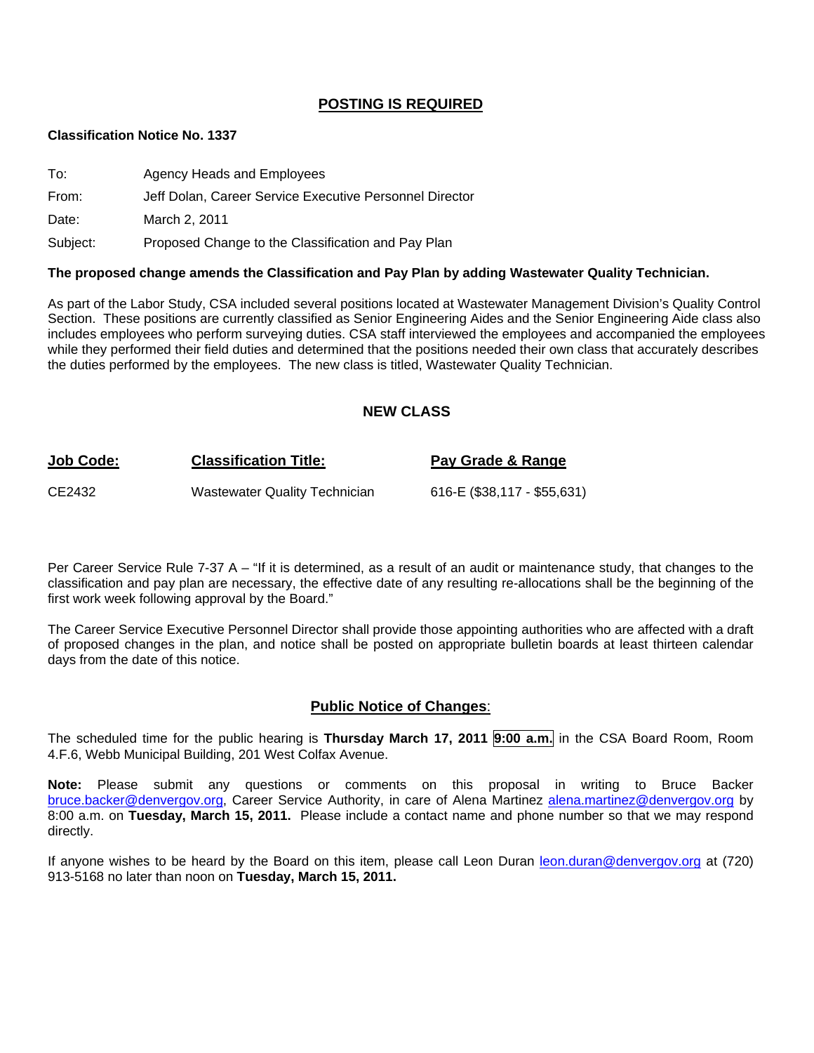## POSTING IS REQUIRED

**Classification Notice No. 1337**

To: Agency Heads and Employees

From: Jeff Dolan, Career Service Executive Personnel Director

Date: March 2, 2011

Subject: Proposed Change to the Classification and Pay Plan

**The proposed change amends the Classification and Pay Plan by adding Wastewater Quality Technician.**

As part of the Labor Study, CSA included several positions located at Wastewater Management Division's Quality Control Section. These positions are currently classified as Senior Engineering Aides and the Senior Engineering Aide class also includes employees who perform surveying duties. CSA staff interviewed the employees and accompanied the employees while they performed their field duties and determined that the positions needed their own class that accurately describes the duties performed by the employees. The new class is titled, Wastewater Quality Technician.

### NEW CLASS

| Job Code: | Classification Title: | Pay Grade & Range |
|---|---|---|
| CE2432 | Wastewater Quality Technician | 616-E ($38,117 - $55,631) |

Per Career Service Rule 7-37 A – "If it is determined, as a result of an audit or maintenance study, that changes to the classification and pay plan are necessary, the effective date of any resulting re-allocations shall be the beginning of the first work week following approval by the Board."

The Career Service Executive Personnel Director shall provide those appointing authorities who are affected with a draft of proposed changes in the plan, and notice shall be posted on appropriate bulletin boards at least thirteen calendar days from the date of this notice.

### Public Notice of Changes:

The scheduled time for the public hearing is **Thursday March 17, 2011 9:00 a.m.** in the CSA Board Room, Room 4.F.6, Webb Municipal Building, 201 West Colfax Avenue.

**Note:** Please submit any questions or comments on this proposal in writing to Bruce Backer bruce.backer@denvergov.org, Career Service Authority, in care of Alena Martinez alena.martinez@denvergov.org by 8:00 a.m. on **Tuesday, March 15, 2011.** Please include a contact name and phone number so that we may respond directly.

If anyone wishes to be heard by the Board on this item, please call Leon Duran leon.duran@denvergov.org at (720) 913-5168 no later than noon on **Tuesday, March 15, 2011.**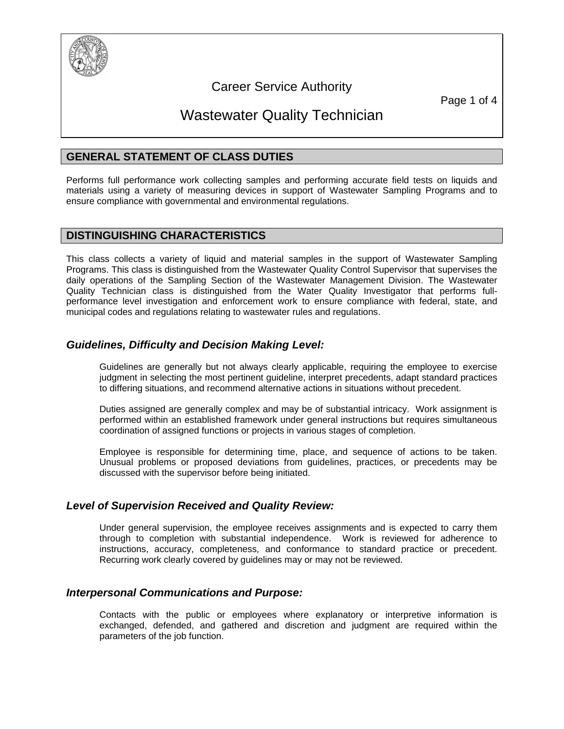# Career Service Authority

# Wastewater Quality Technician

## GENERAL STATEMENT OF CLASS DUTIES

Performs full performance work collecting samples and performing accurate field tests on liquids and materials using a variety of measuring devices in support of Wastewater Sampling Programs and to ensure compliance with governmental and environmental regulations.

## DISTINGUISHING CHARACTERISTICS

This class collects a variety of liquid and material samples in the support of Wastewater Sampling Programs. This class is distinguished from the Wastewater Quality Control Supervisor that supervises the daily operations of the Sampling Section of the Wastewater Management Division. The Wastewater Quality Technician class is distinguished from the Water Quality Investigator that performs full-performance level investigation and enforcement work to ensure compliance with federal, state, and municipal codes and regulations relating to wastewater rules and regulations.

### *Guidelines, Difficulty and Decision Making Level:*

Guidelines are generally but not always clearly applicable, requiring the employee to exercise judgment in selecting the most pertinent guideline, interpret precedents, adapt standard practices to differing situations, and recommend alternative actions in situations without precedent.

Duties assigned are generally complex and may be of substantial intricacy. Work assignment is performed within an established framework under general instructions but requires simultaneous coordination of assigned functions or projects in various stages of completion.

Employee is responsible for determining time, place, and sequence of actions to be taken. Unusual problems or proposed deviations from guidelines, practices, or precedents may be discussed with the supervisor before being initiated.

### *Level of Supervision Received and Quality Review:*

Under general supervision, the employee receives assignments and is expected to carry them through to completion with substantial independence. Work is reviewed for adherence to instructions, accuracy, completeness, and conformance to standard practice or precedent. Recurring work clearly covered by guidelines may or may not be reviewed.

### *Interpersonal Communications and Purpose:*

Contacts with the public or employees where explanatory or interpretive information is exchanged, defended, and gathered and discretion and judgment are required within the parameters of the job function.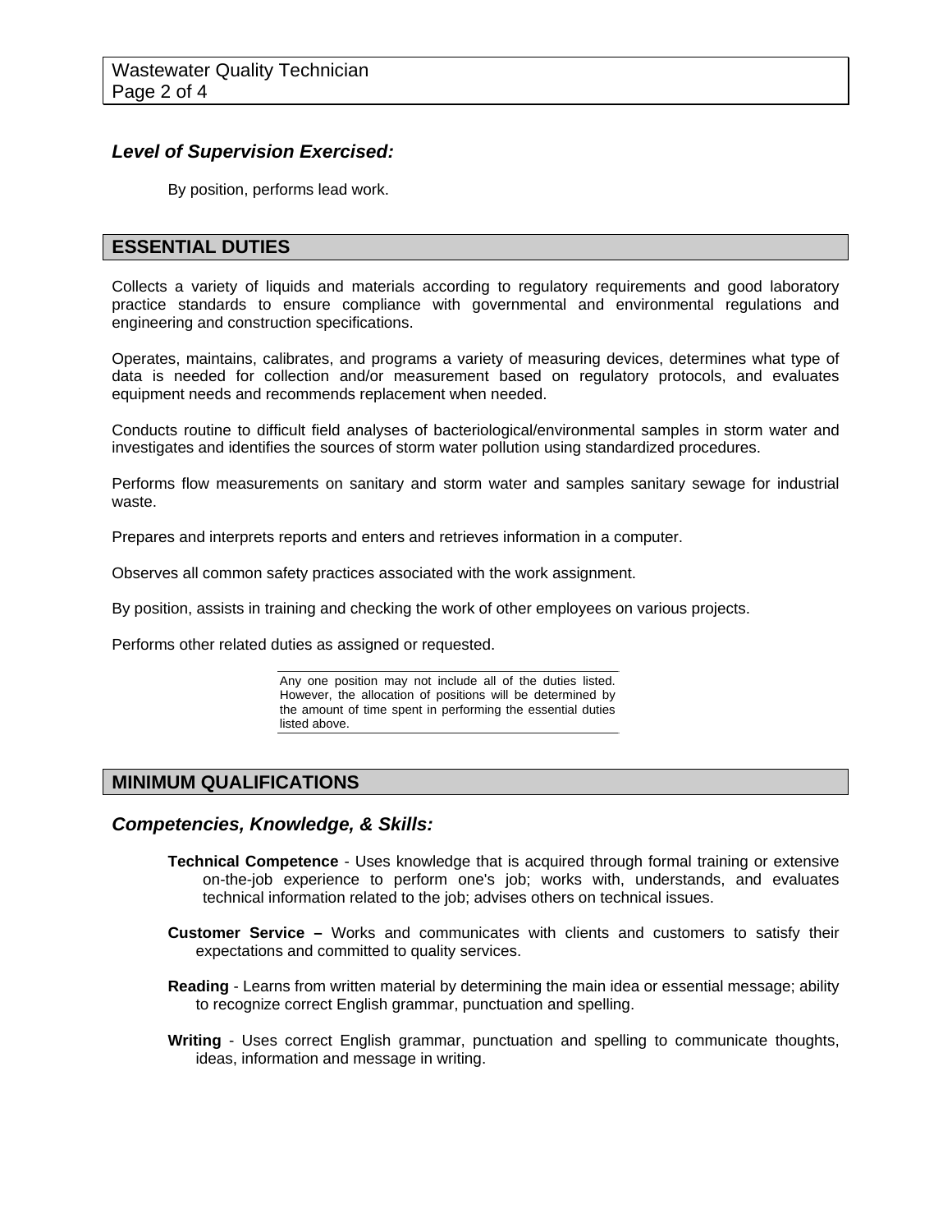### *Level of Supervision Exercised:*

By position, performs lead work.

## ESSENTIAL DUTIES

Collects a variety of liquids and materials according to regulatory requirements and good laboratory practice standards to ensure compliance with governmental and environmental regulations and engineering and construction specifications.

Operates, maintains, calibrates, and programs a variety of measuring devices, determines what type of data is needed for collection and/or measurement based on regulatory protocols, and evaluates equipment needs and recommends replacement when needed.

Conducts routine to difficult field analyses of bacteriological/environmental samples in storm water and investigates and identifies the sources of storm water pollution using standardized procedures.

Performs flow measurements on sanitary and storm water and samples sanitary sewage for industrial waste.

Prepares and interprets reports and enters and retrieves information in a computer.

Observes all common safety practices associated with the work assignment.

By position, assists in training and checking the work of other employees on various projects.

Performs other related duties as assigned or requested.

Any one position may not include all of the duties listed. However, the allocation of positions will be determined by the amount of time spent in performing the essential duties listed above.

## MINIMUM QUALIFICATIONS

### *Competencies, Knowledge, & Skills:*

**Technical Competence** - Uses knowledge that is acquired through formal training or extensive on-the-job experience to perform one's job; works with, understands, and evaluates technical information related to the job; advises others on technical issues.

**Customer Service –** Works and communicates with clients and customers to satisfy their expectations and committed to quality services.

**Reading** - Learns from written material by determining the main idea or essential message; ability to recognize correct English grammar, punctuation and spelling.

**Writing** - Uses correct English grammar, punctuation and spelling to communicate thoughts, ideas, information and message in writing.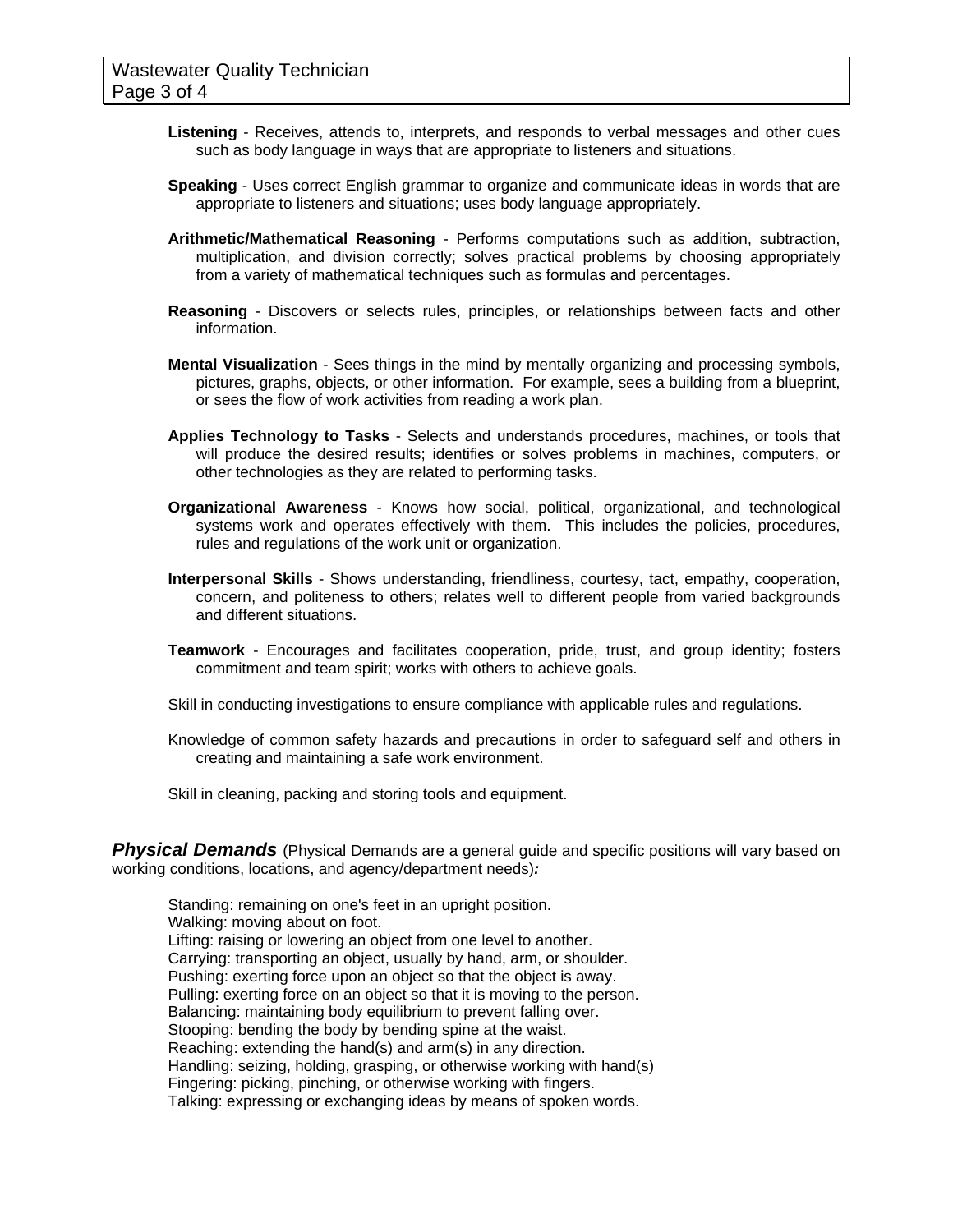**Listening** - Receives, attends to, interprets, and responds to verbal messages and other cues such as body language in ways that are appropriate to listeners and situations.

**Speaking** - Uses correct English grammar to organize and communicate ideas in words that are appropriate to listeners and situations; uses body language appropriately.

**Arithmetic/Mathematical Reasoning** - Performs computations such as addition, subtraction, multiplication, and division correctly; solves practical problems by choosing appropriately from a variety of mathematical techniques such as formulas and percentages.

**Reasoning** - Discovers or selects rules, principles, or relationships between facts and other information.

**Mental Visualization** - Sees things in the mind by mentally organizing and processing symbols, pictures, graphs, objects, or other information. For example, sees a building from a blueprint, or sees the flow of work activities from reading a work plan.

**Applies Technology to Tasks** - Selects and understands procedures, machines, or tools that will produce the desired results; identifies or solves problems in machines, computers, or other technologies as they are related to performing tasks.

**Organizational Awareness** - Knows how social, political, organizational, and technological systems work and operates effectively with them. This includes the policies, procedures, rules and regulations of the work unit or organization.

**Interpersonal Skills** - Shows understanding, friendliness, courtesy, tact, empathy, cooperation, concern, and politeness to others; relates well to different people from varied backgrounds and different situations.

**Teamwork** - Encourages and facilitates cooperation, pride, trust, and group identity; fosters commitment and team spirit; works with others to achieve goals.

Skill in conducting investigations to ensure compliance with applicable rules and regulations.

Knowledge of common safety hazards and precautions in order to safeguard self and others in creating and maintaining a safe work environment.

Skill in cleaning, packing and storing tools and equipment.

***Physical Demands*** (Physical Demands are a general guide and specific positions will vary based on working conditions, locations, and agency/department needs)***:***

Standing: remaining on one's feet in an upright position.
Walking: moving about on foot.
Lifting: raising or lowering an object from one level to another.
Carrying: transporting an object, usually by hand, arm, or shoulder.
Pushing: exerting force upon an object so that the object is away.
Pulling: exerting force on an object so that it is moving to the person.
Balancing: maintaining body equilibrium to prevent falling over.
Stooping: bending the body by bending spine at the waist.
Reaching: extending the hand(s) and arm(s) in any direction.
Handling: seizing, holding, grasping, or otherwise working with hand(s)
Fingering: picking, pinching, or otherwise working with fingers.
Talking: expressing or exchanging ideas by means of spoken words.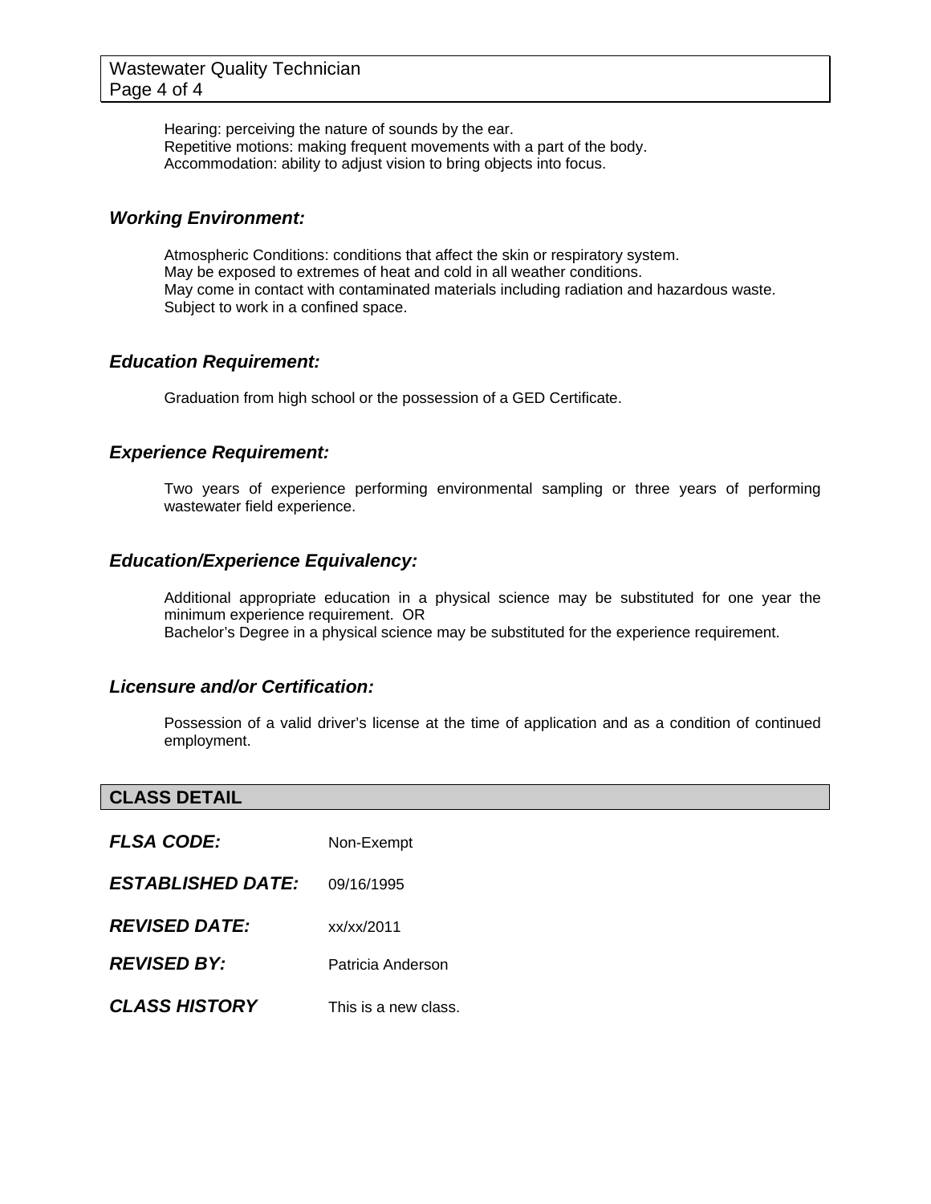Hearing: perceiving the nature of sounds by the ear.
Repetitive motions: making frequent movements with a part of the body.
Accommodation: ability to adjust vision to bring objects into focus.

### *Working Environment:*

Atmospheric Conditions: conditions that affect the skin or respiratory system.
May be exposed to extremes of heat and cold in all weather conditions.
May come in contact with contaminated materials including radiation and hazardous waste.
Subject to work in a confined space.

### *Education Requirement:*

Graduation from high school or the possession of a GED Certificate.

### *Experience Requirement:*

Two years of experience performing environmental sampling or three years of performing wastewater field experience.

### *Education/Experience Equivalency:*

Additional appropriate education in a physical science may be substituted for one year the minimum experience requirement. OR
Bachelor's Degree in a physical science may be substituted for the experience requirement.

### *Licensure and/or Certification:*

Possession of a valid driver's license at the time of application and as a condition of continued employment.

## CLASS DETAIL

***FLSA CODE:*** Non-Exempt

***ESTABLISHED DATE:*** 09/16/1995

***REVISED DATE:*** xx/xx/2011

***REVISED BY:*** Patricia Anderson

***CLASS HISTORY*** This is a new class.